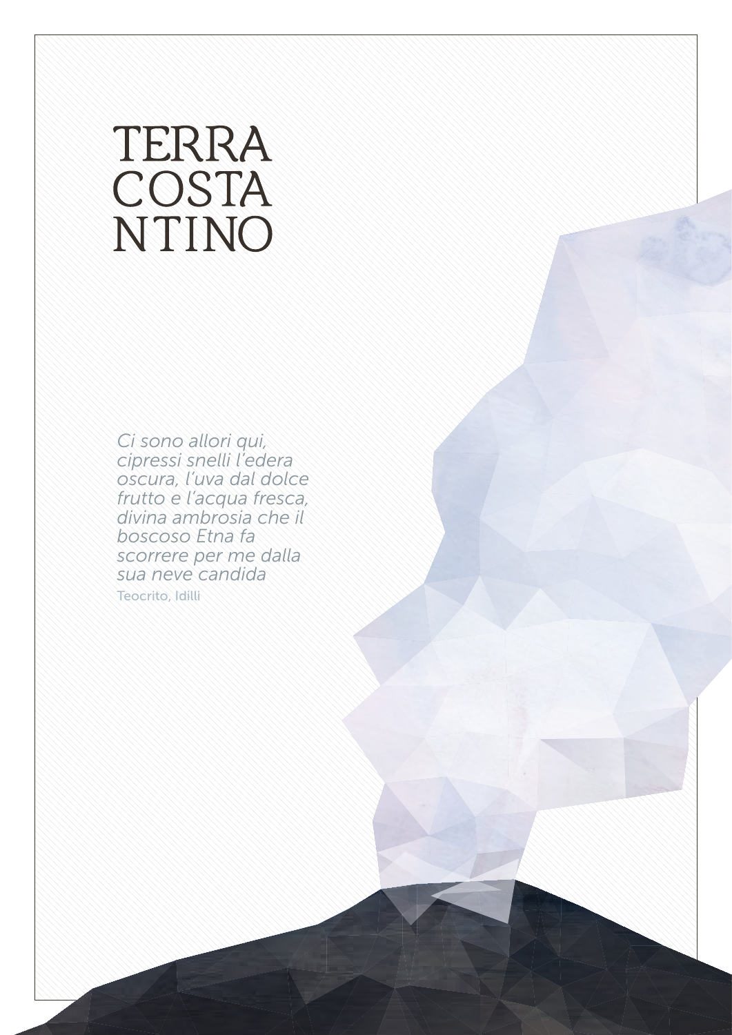# TERRA COSTANTINO

*Ci sono allori qui, cipressi snelli l'edera oscura, l'uva dal dolce frutto e l'acqua fresca, divina ambrosia che il boscoso Etna fa scorrere per me dalla sua neve candida*

Teocrito, Idilli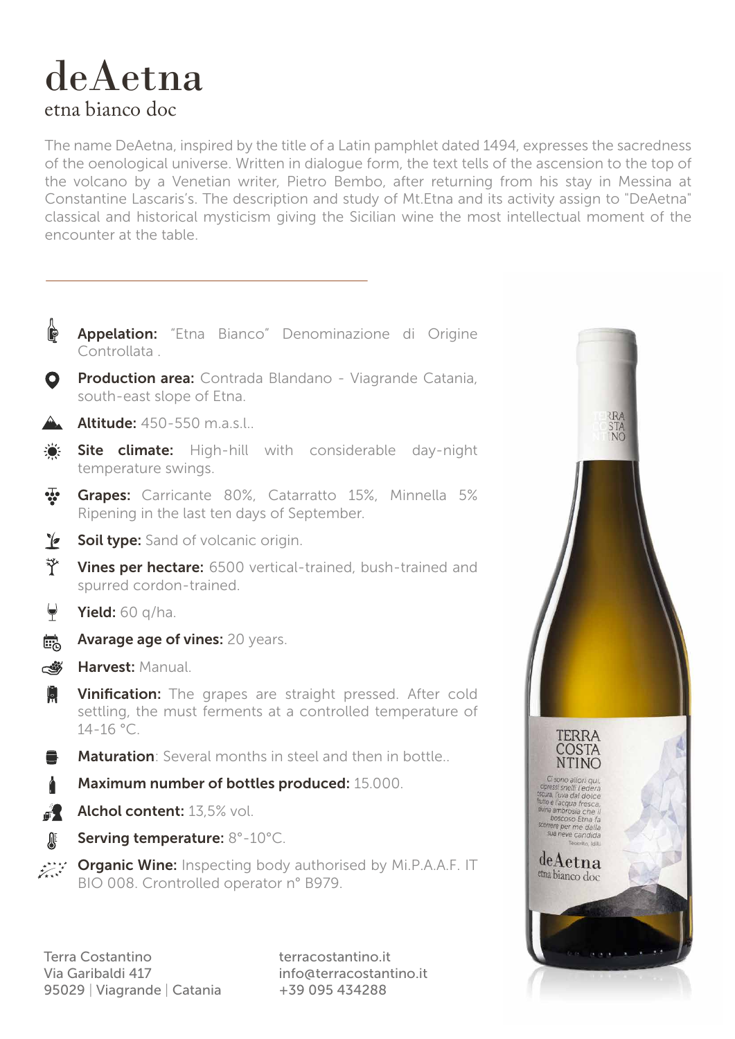# deAetna

## etna bianco doc

The name DeAetna, inspired by the title of a Latin pamphlet dated 1494, expresses the sacredness of the oenological universe. Written in dialogue form, the text tells of the ascension to the top of the volcano by a Venetian writer, Pietro Bembo, after returning from his stay in Messina at Constantine Lascaris's. The description and study of Mt.Etna and its activity assign to "DeAetna" classical and historical mysticism giving the Sicilian wine the most intellectual moment of the encounter at the table.

---

- **Appelation:** "Etna Bianco" Denominazione di Origine Controllata .
- **Production area:** Contrada Blandano - Viagrande Catania, south-east slope of Etna.
- **Altitude:** 450-550 m.a.s.l..
- **Site climate:** High-hill with considerable day-night temperature swings.
- **Grapes:** Carricante 80%, Catarratto 15%, Minnella 5% Ripening in the last ten days of September.
- **Soil type:** Sand of volcanic origin.
- **Vines per hectare:** 6500 vertical-trained, bush-trained and spurred cordon-trained.
- **Yield:** 60 q/ha.
- **Avarage age of vines:** 20 years.
- **Harvest:** Manual.
- **Vinification:** The grapes are straight pressed. After cold settling, the must ferments at a controlled temperature of 14-16 °C.
- **Maturation**: Several months in steel and then in bottle..
- **Maximum number of bottles produced:** 15.000.
- **Alchol content:** 13,5% vol.
- **Serving temperature:** 8°-10°C.
- **Organic Wine:** Inspecting body authorised by Mi.P.A.A.F. IT BIO 008. Crontrolled operator n° B979.

Terra Costantino
Via Garibaldi 417
95029 | Viagrande | Catania

terracostantino.it
info@terracostantino.it
+39 095 434288